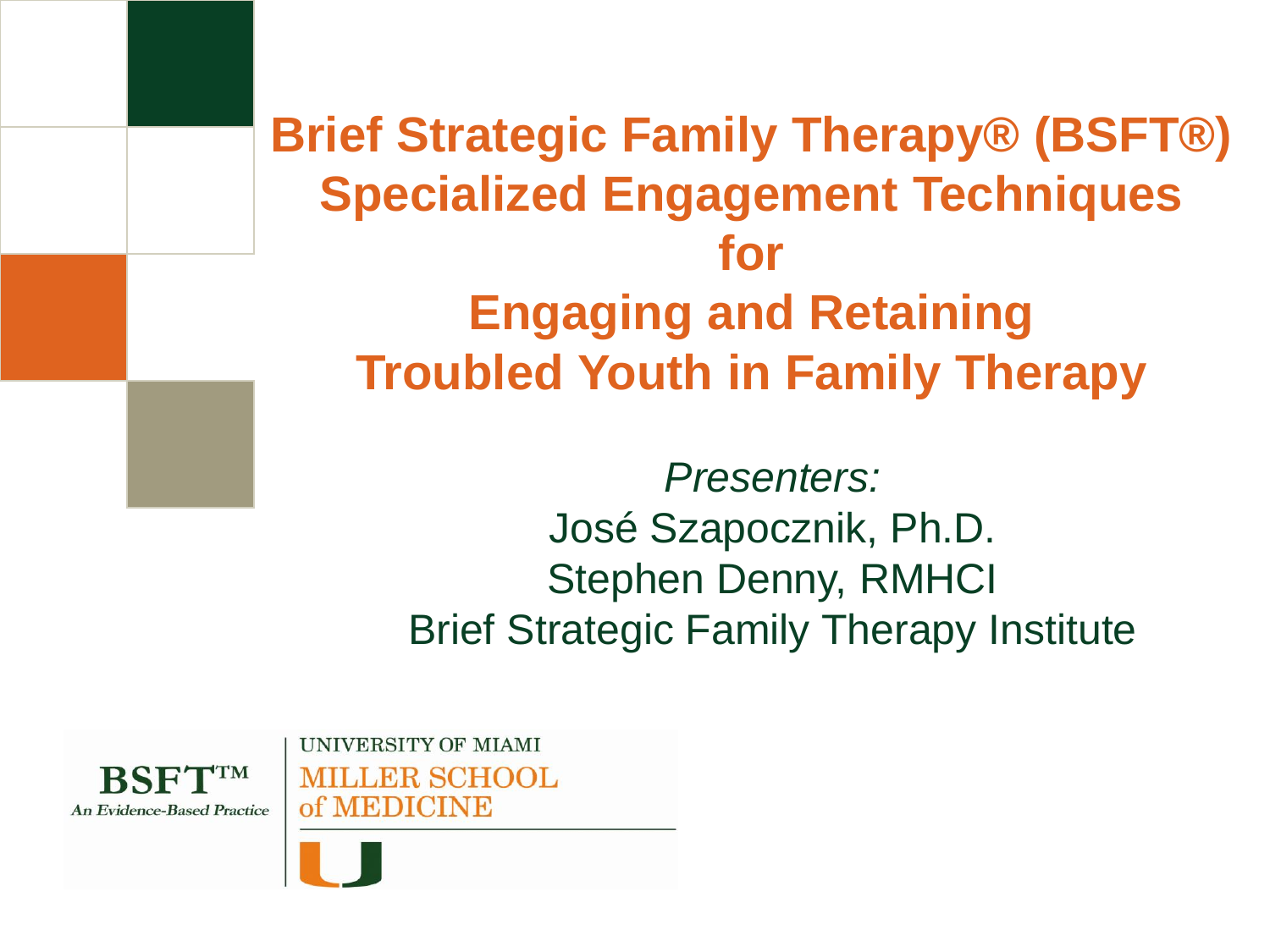# Brief Strategic Family Therapy® (BSFT®) Specialized Engagement Techniques for Engaging and Retaining Troubled Youth in Family Therapy

*Presenters:*

José Szapocznik, Ph.D.

Stephen Denny, RMHCI

Brief Strategic Family Therapy Institute

BSFT™

*An Evidence-Based Practice*

UNIVERSITY OF MIAMI

MILLER SCHOOL of MEDICINE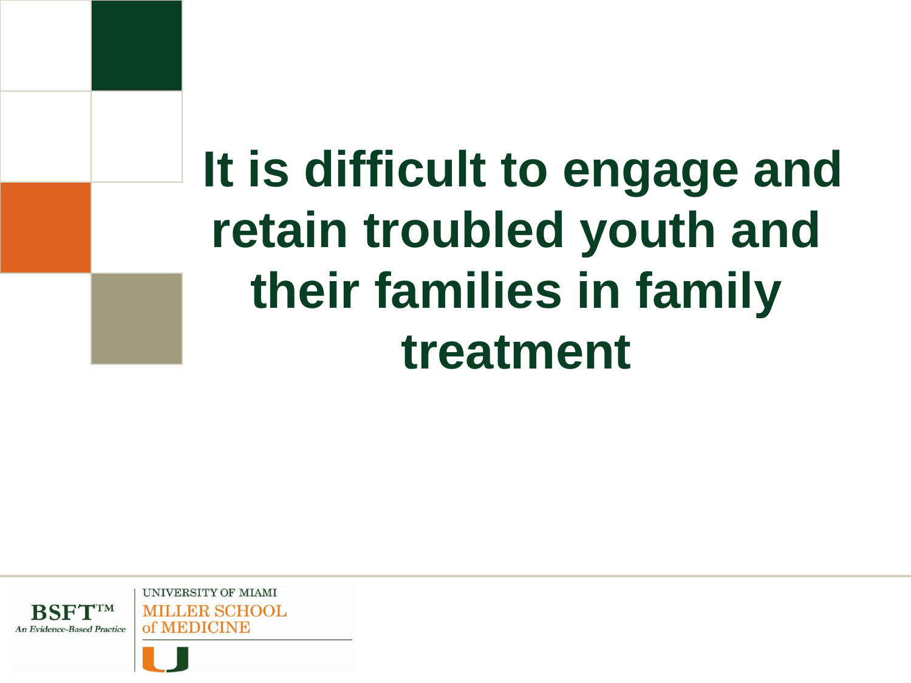# It is difficult to engage and retain troubled youth and their families in family treatment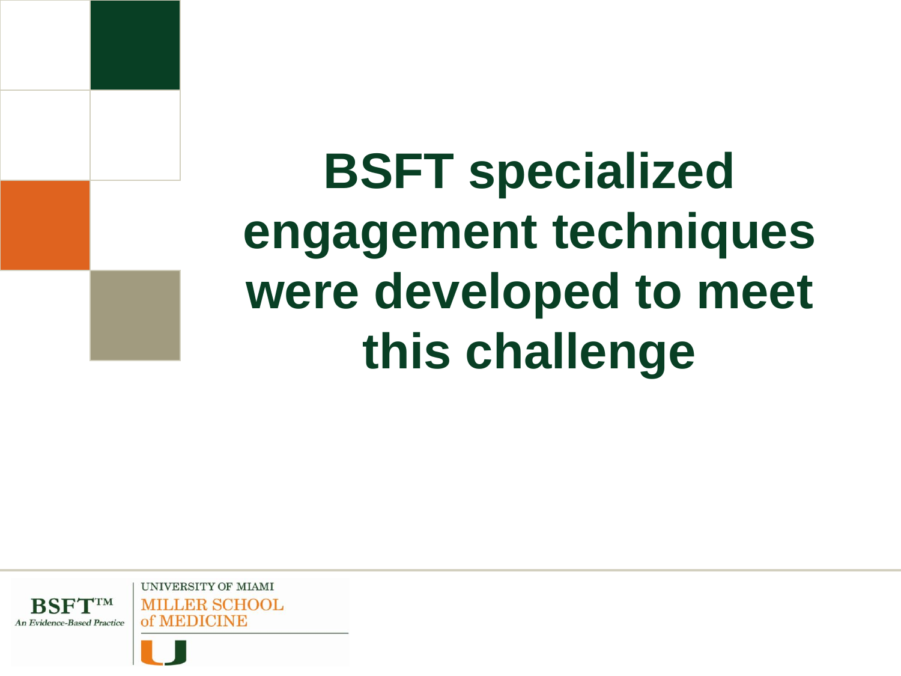# BSFT specialized engagement techniques were developed to meet this challenge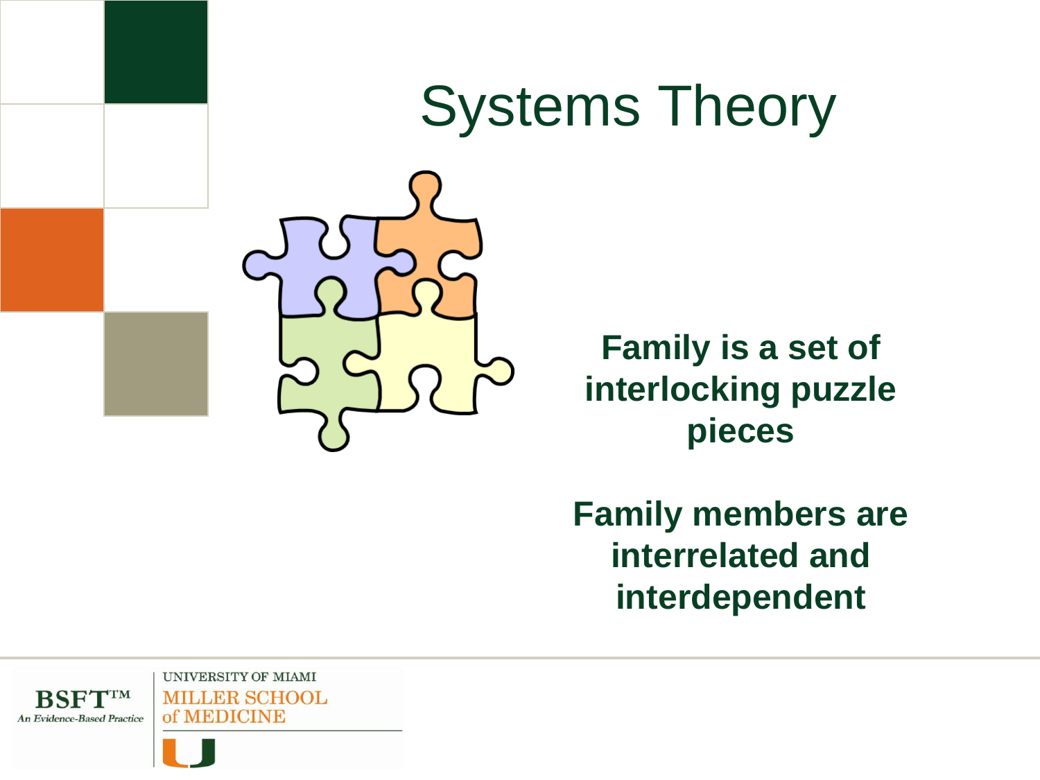# Systems Theory

**Family is a set of interlocking puzzle pieces**

**Family members are interrelated and interdependent**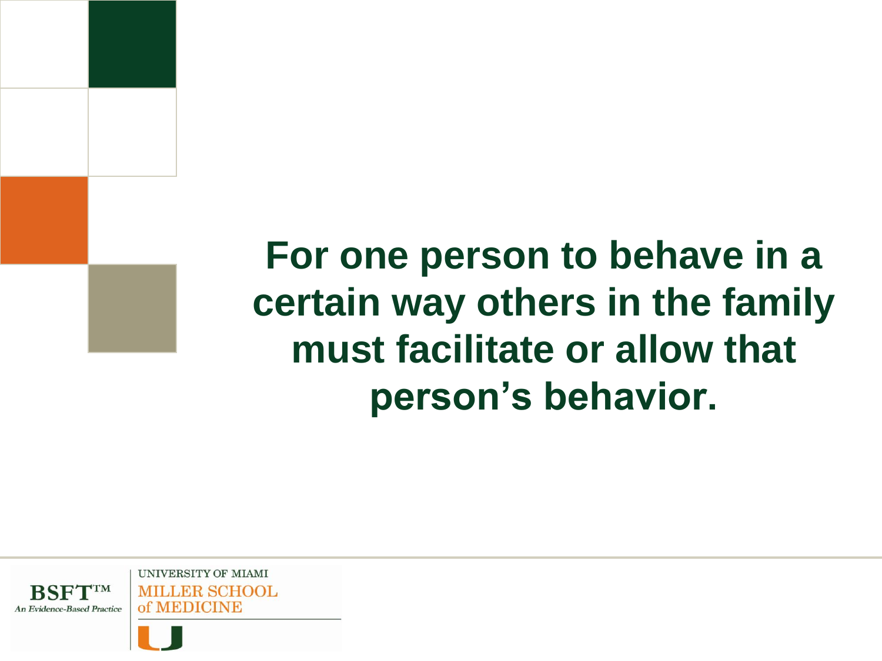**For one person to behave in a certain way others in the family must facilitate or allow that person's behavior.**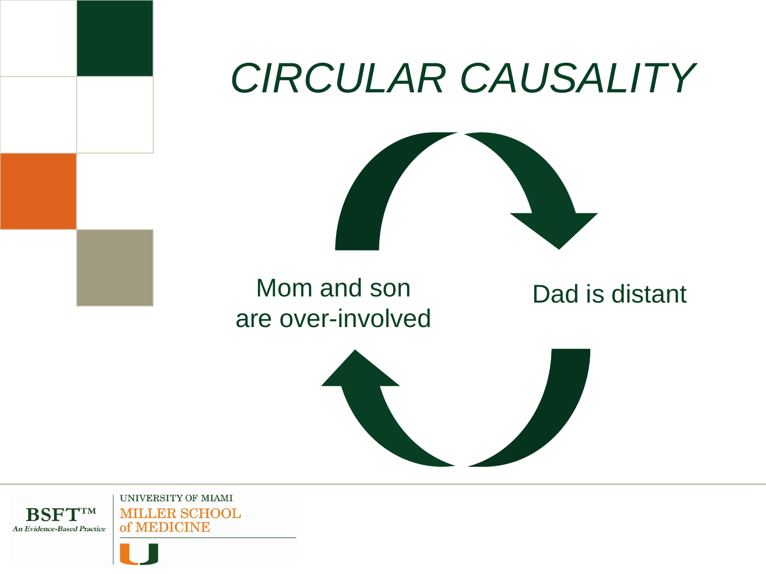# *CIRCULAR CAUSALITY*

Mom and son are over-involved

Dad is distant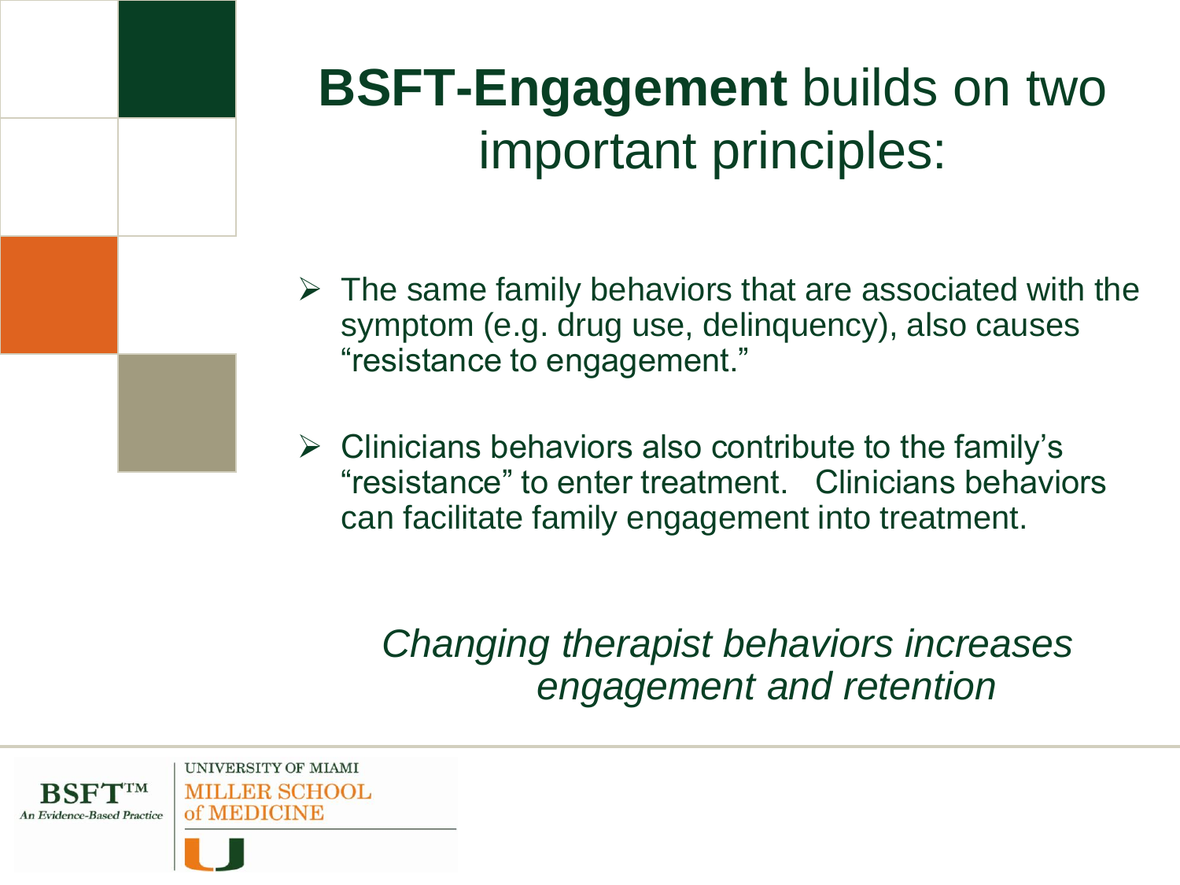# **BSFT-Engagement** builds on two important principles:

- The same family behaviors that are associated with the symptom (e.g. drug use, delinquency), also causes "resistance to engagement."
- Clinicians behaviors also contribute to the family's "resistance" to enter treatment. Clinicians behaviors can facilitate family engagement into treatment.

*Changing therapist behaviors increases engagement and retention*

BSFT™ An Evidence-Based Practice

UNIVERSITY OF MIAMI MILLER SCHOOL of MEDICINE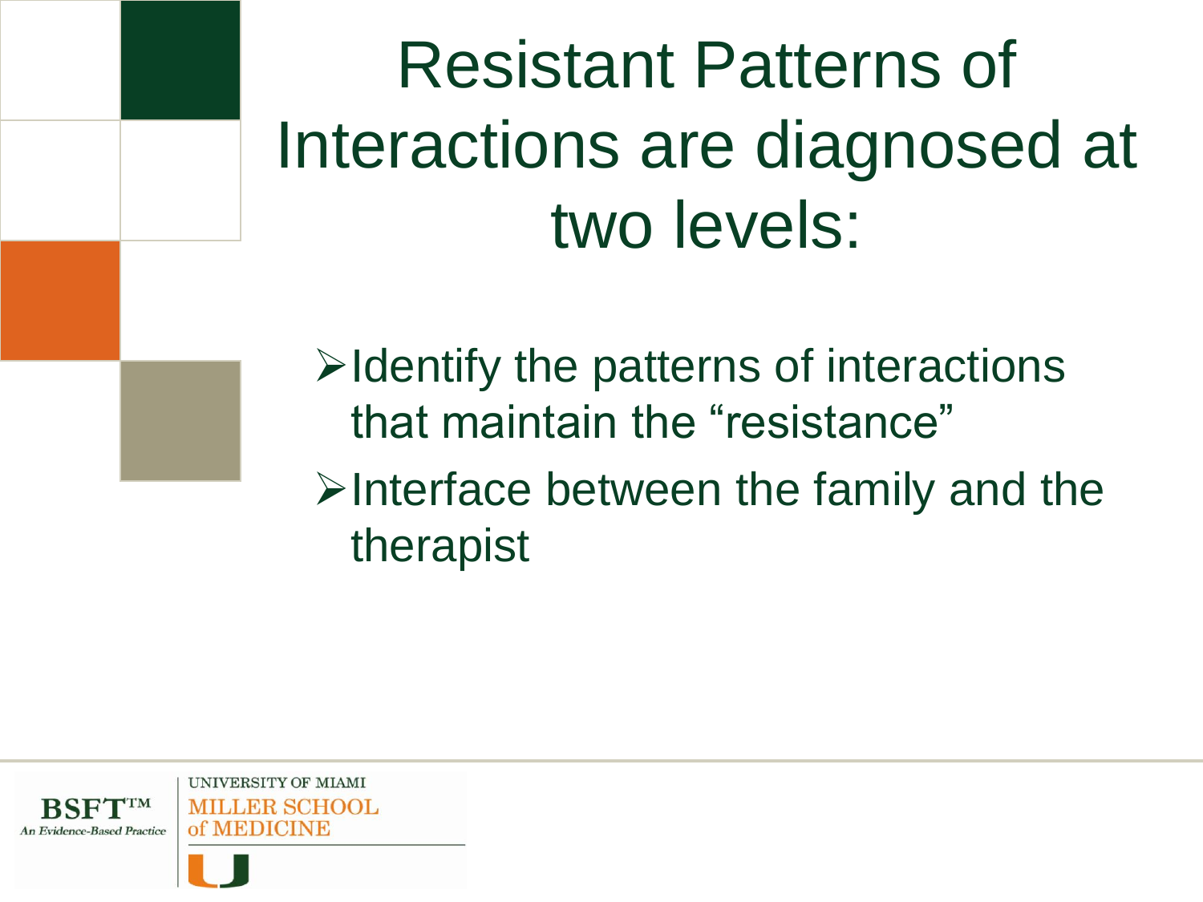# Resistant Patterns of Interactions are diagnosed at two levels:

- Identify the patterns of interactions that maintain the "resistance"
- Interface between the family and the therapist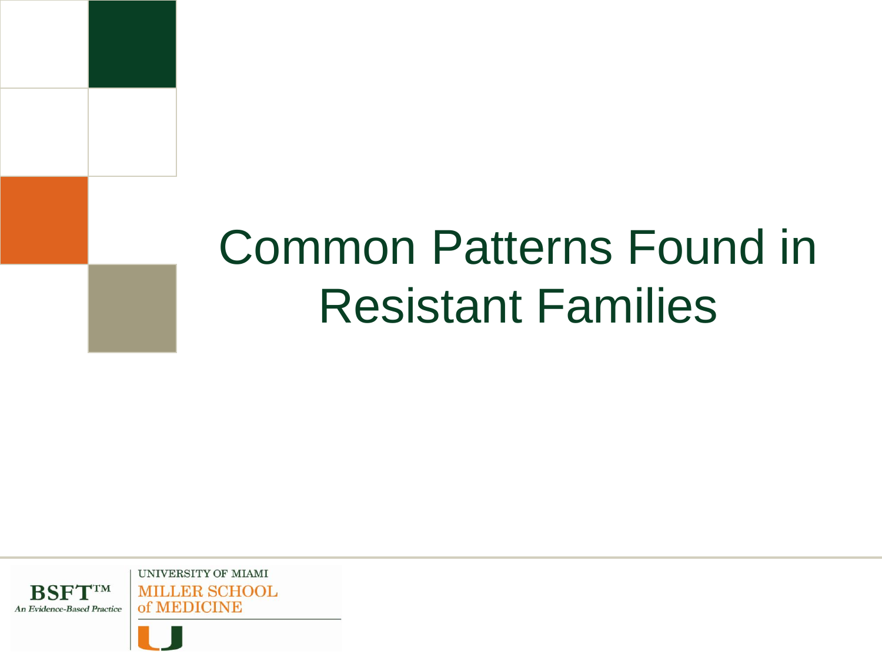# Common Patterns Found in Resistant Families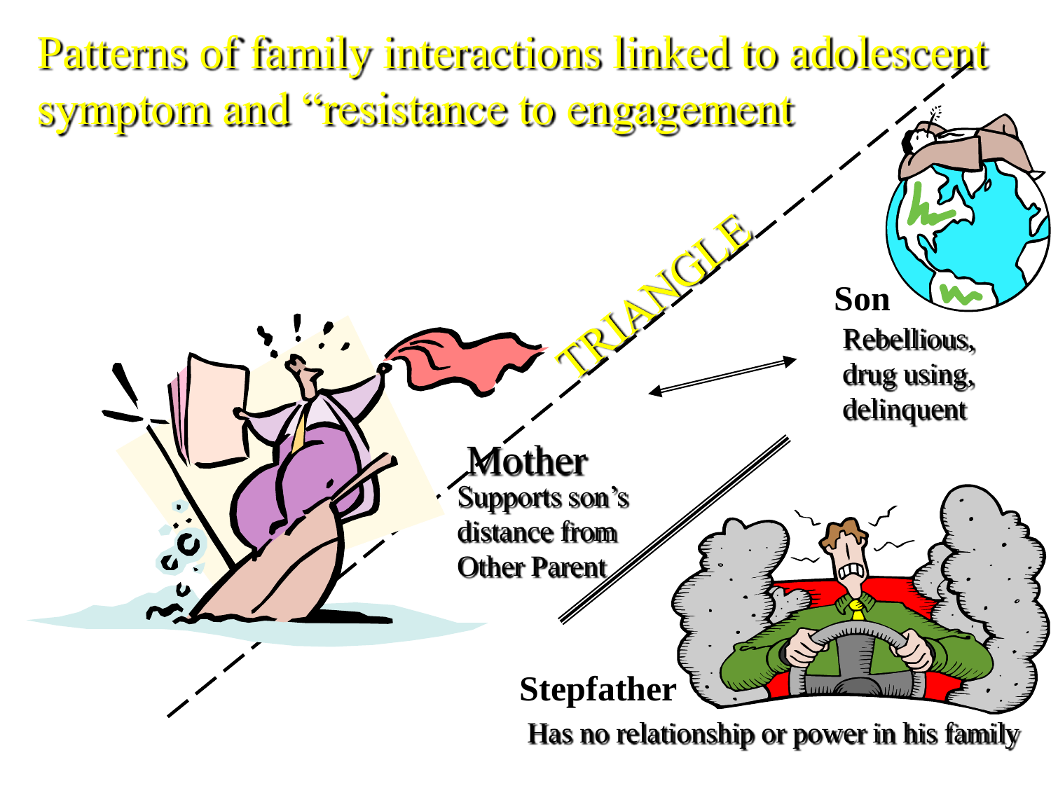# Patterns of family interactions linked to adolescent symptom and "resistance to engagement

TRIANGLE

**Son**

Rebellious, drug using, delinquent

**Mother**

Supports son's distance from Other Parent

**Stepfather**

Has no relationship or power in his family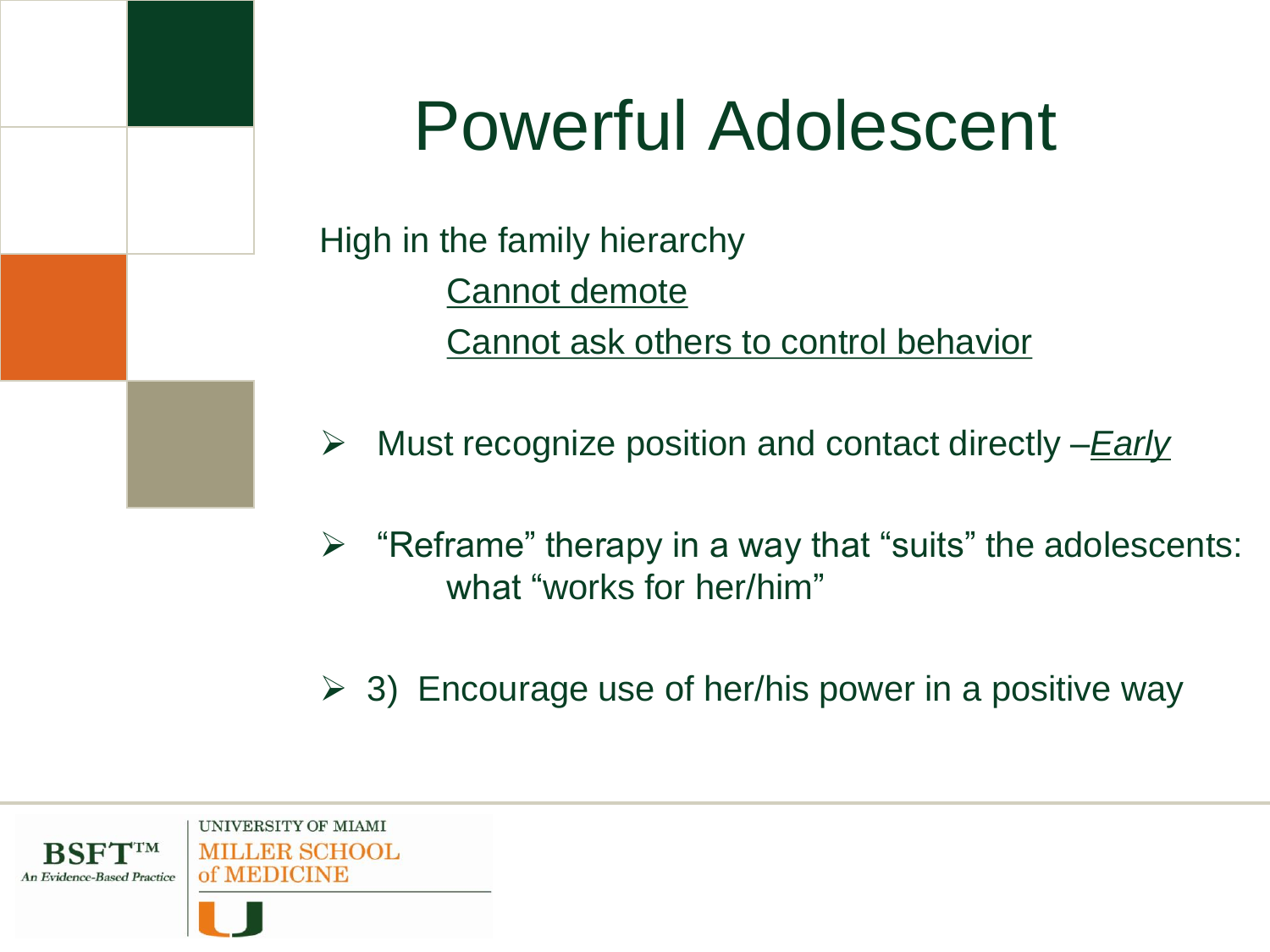# Powerful Adolescent

High in the family hierarchy

Cannot demote

Cannot ask others to control behavior

- Must recognize position and contact directly –*Early*
- "Reframe" therapy in a way that "suits" the adolescents: what "works for her/him"
- 3) Encourage use of her/his power in a positive way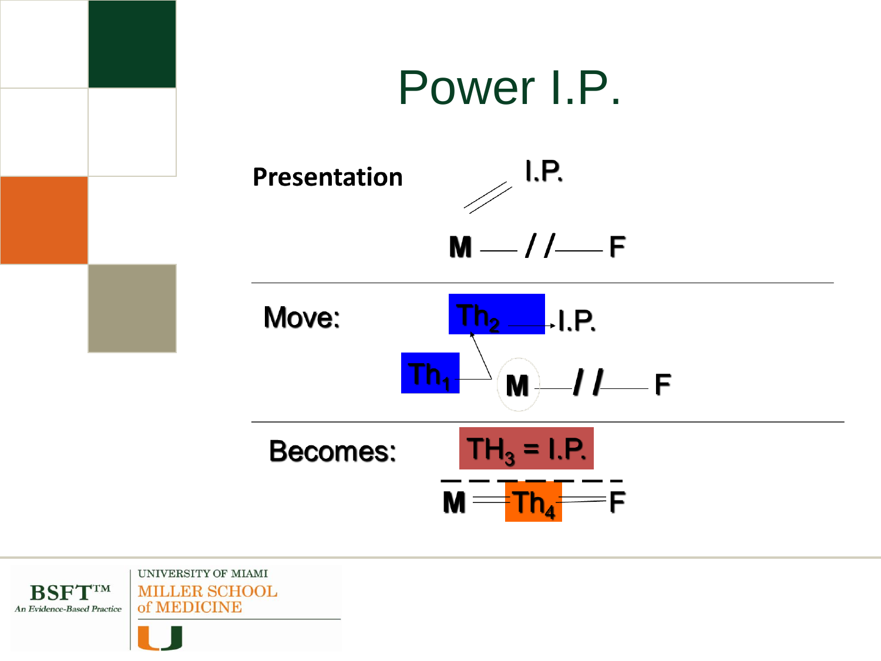# Power I.P.

**Presentation**

I.P.

M — / / — F

Move:

$Th_2$ → I.P.

$Th_1$

M — / / — F

Becomes:

$TH_3$ = I.P.

M = $Th_4$ = F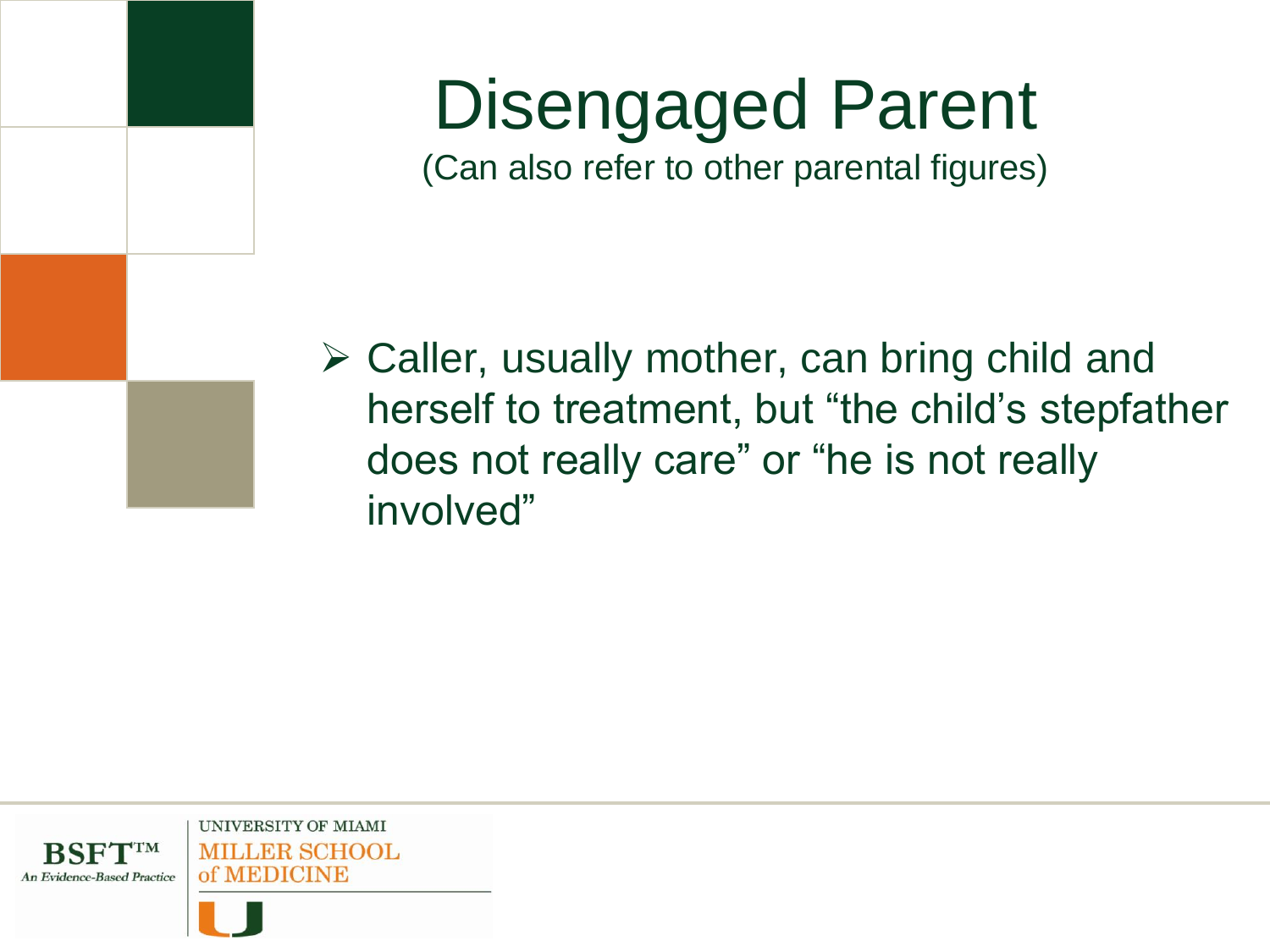# Disengaged Parent

(Can also refer to other parental figures)

- Caller, usually mother, can bring child and herself to treatment, but "the child's stepfather does not really care" or "he is not really involved"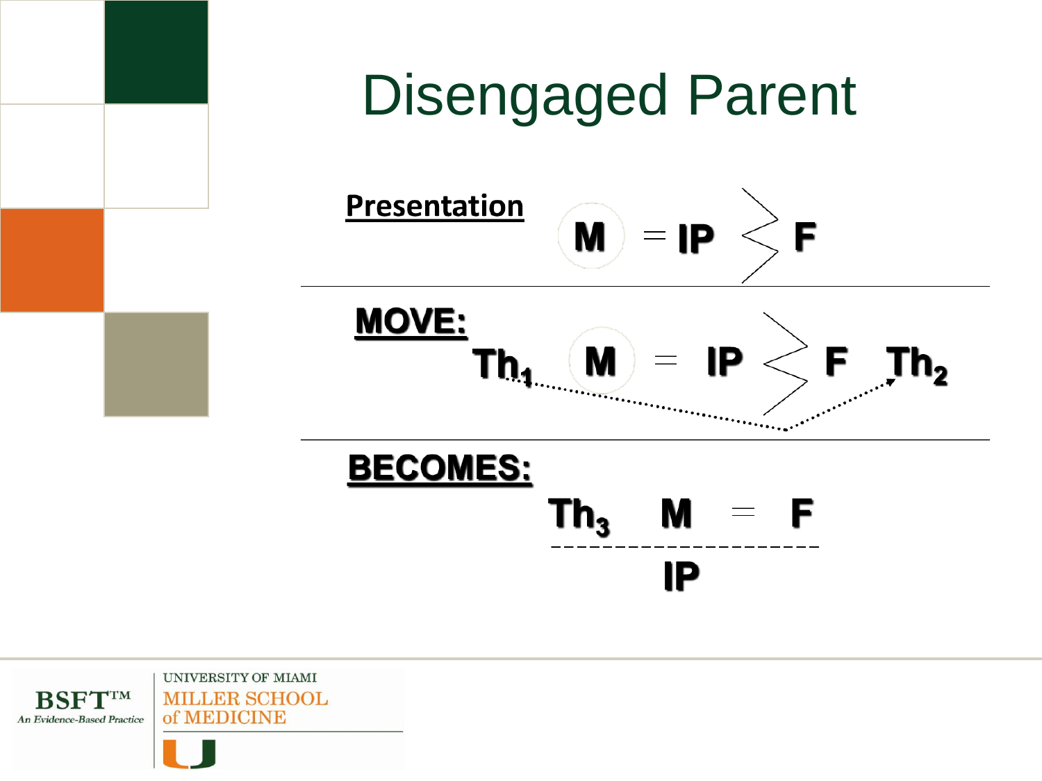# Disengaged Parent

**Presentation**

M = IP > F

**MOVE:**

$Th_1$ M = IP > F $Th_2$

**BECOMES:**

$Th_3$ M = F

IP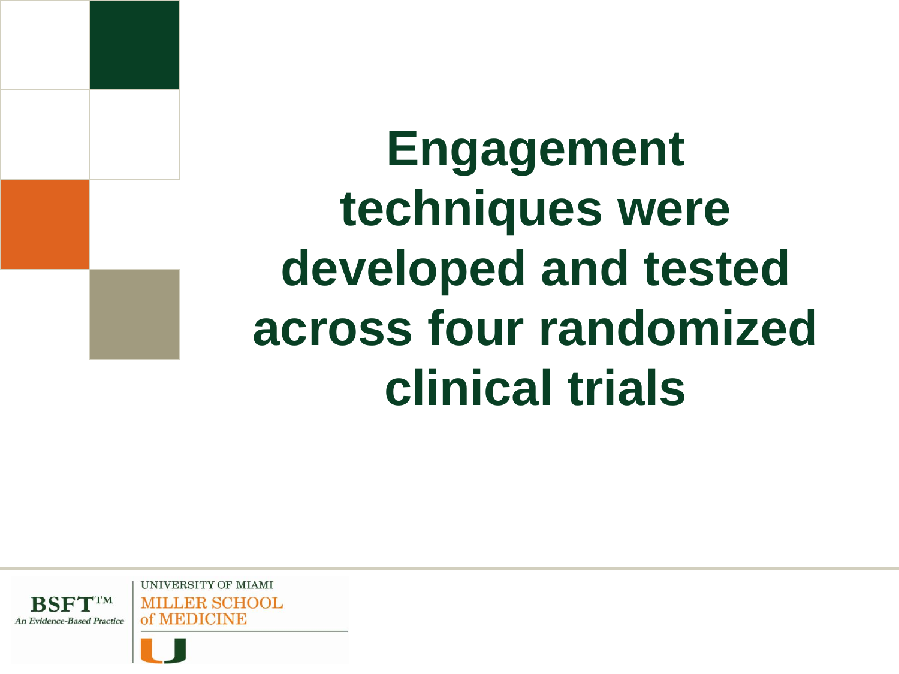# Engagement techniques were developed and tested across four randomized clinical trials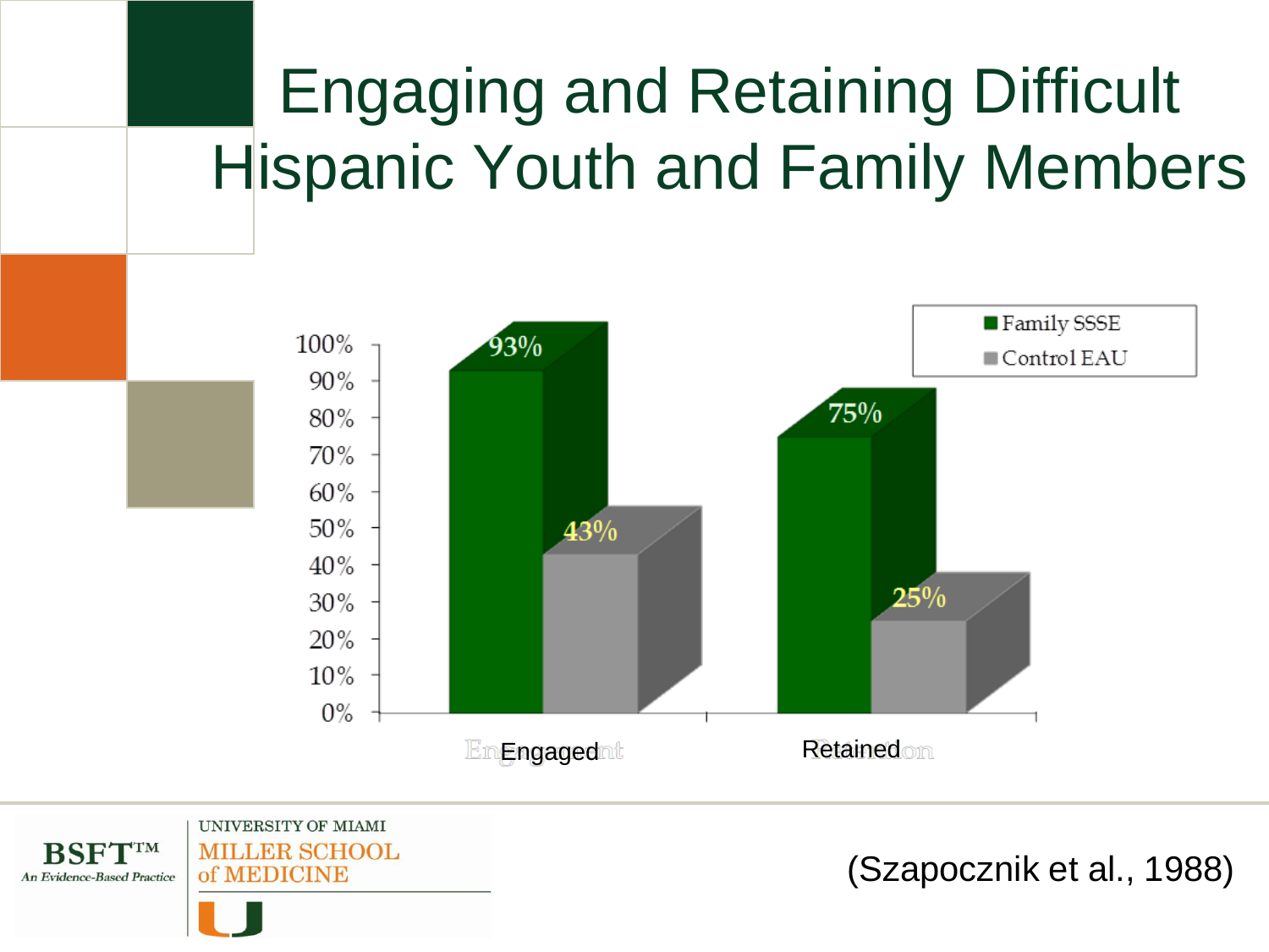# Engaging and Retaining Difficult Hispanic Youth and Family Members

| | Family SSSE | Control EAU |
|---|---|---|
| Engaged | 93% | 43% |
| Retained | 75% | 25% |

(Szapocznik et al., 1988)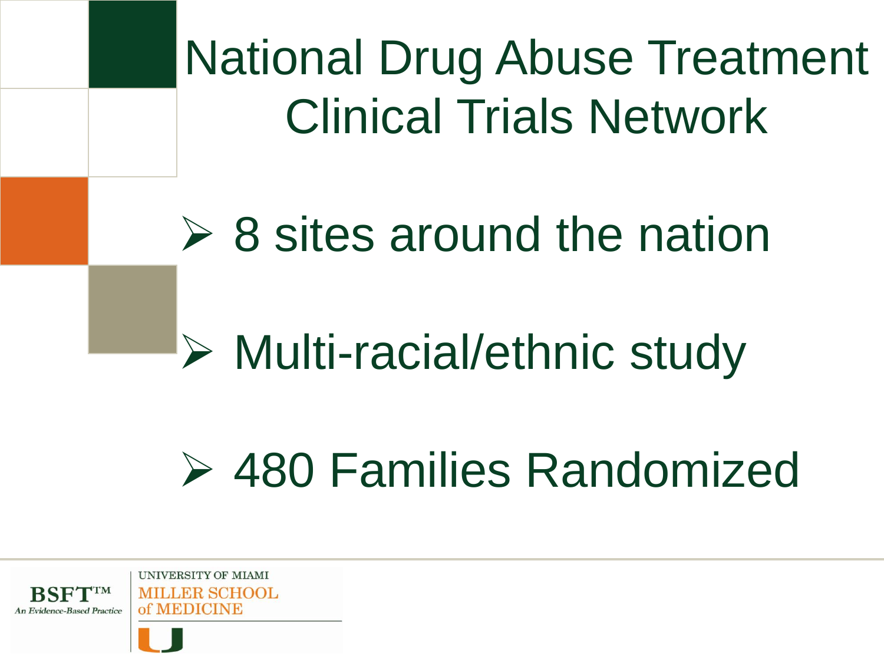# National Drug Abuse Treatment Clinical Trials Network

- 8 sites around the nation
- Multi-racial/ethnic study
- 480 Families Randomized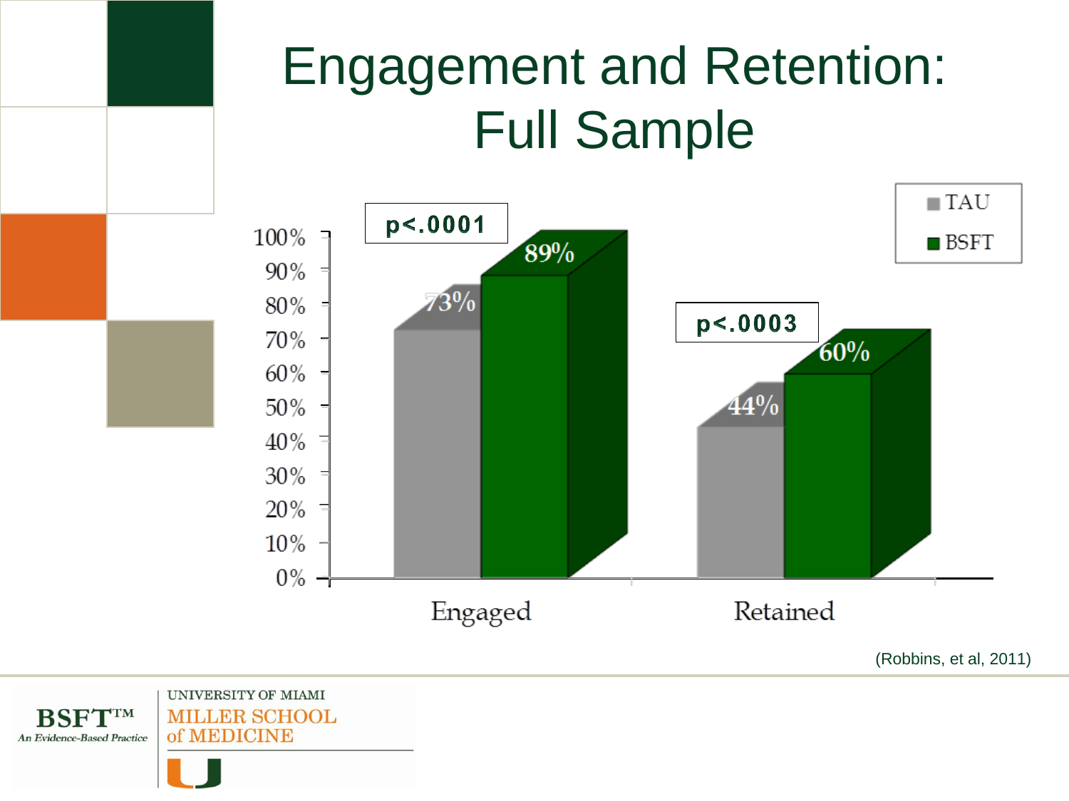# Engagement and Retention: Full Sample

| | TAU | BSFT | |
|---|---|---|---|
| Engaged | 73% | 89% | $p<.0001$ |
| Retained | 44% | 60% | $p<.0003$ |

(Robbins, et al, 2011)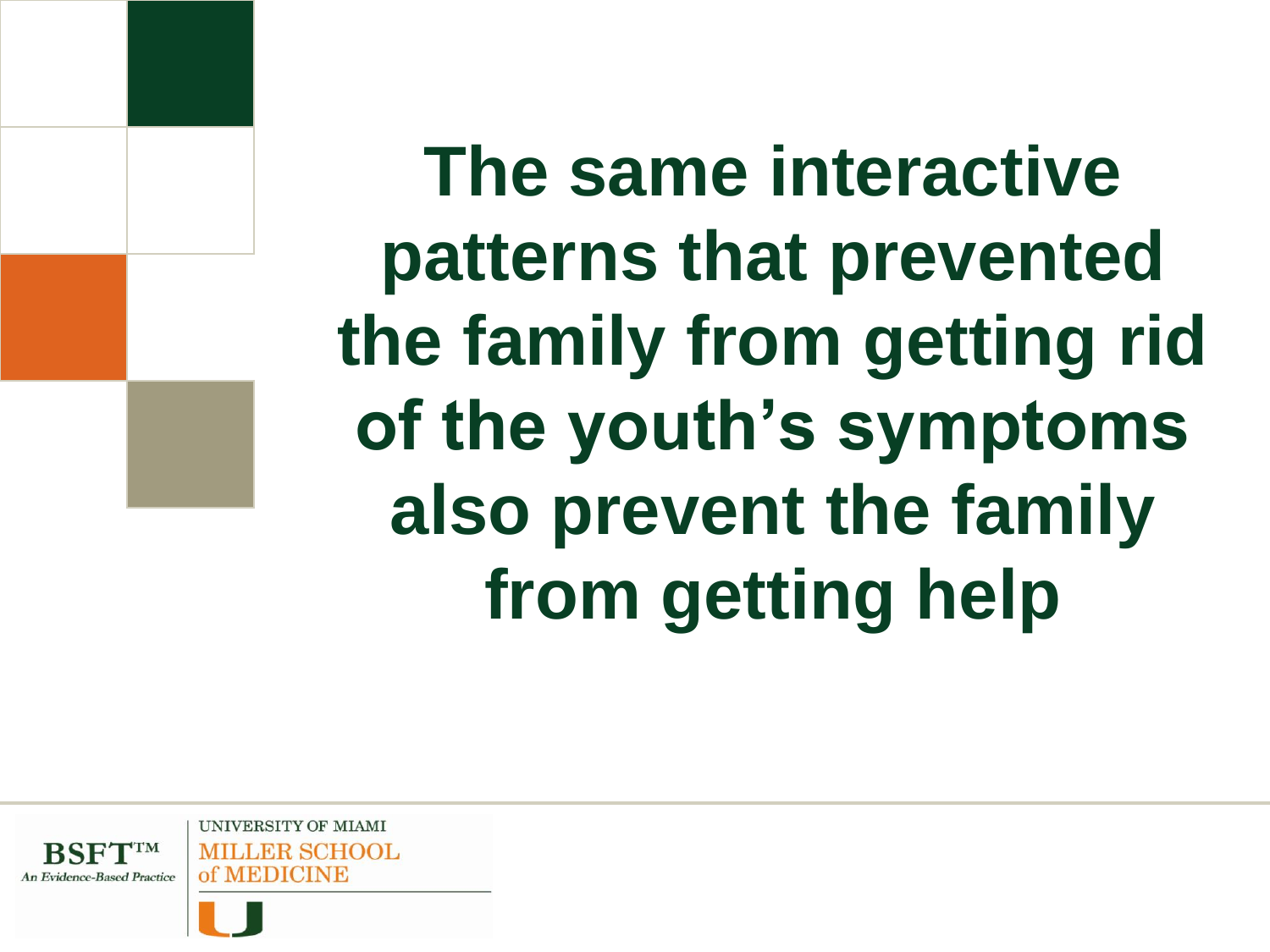# The same interactive patterns that prevented the family from getting rid of the youth's symptoms also prevent the family from getting help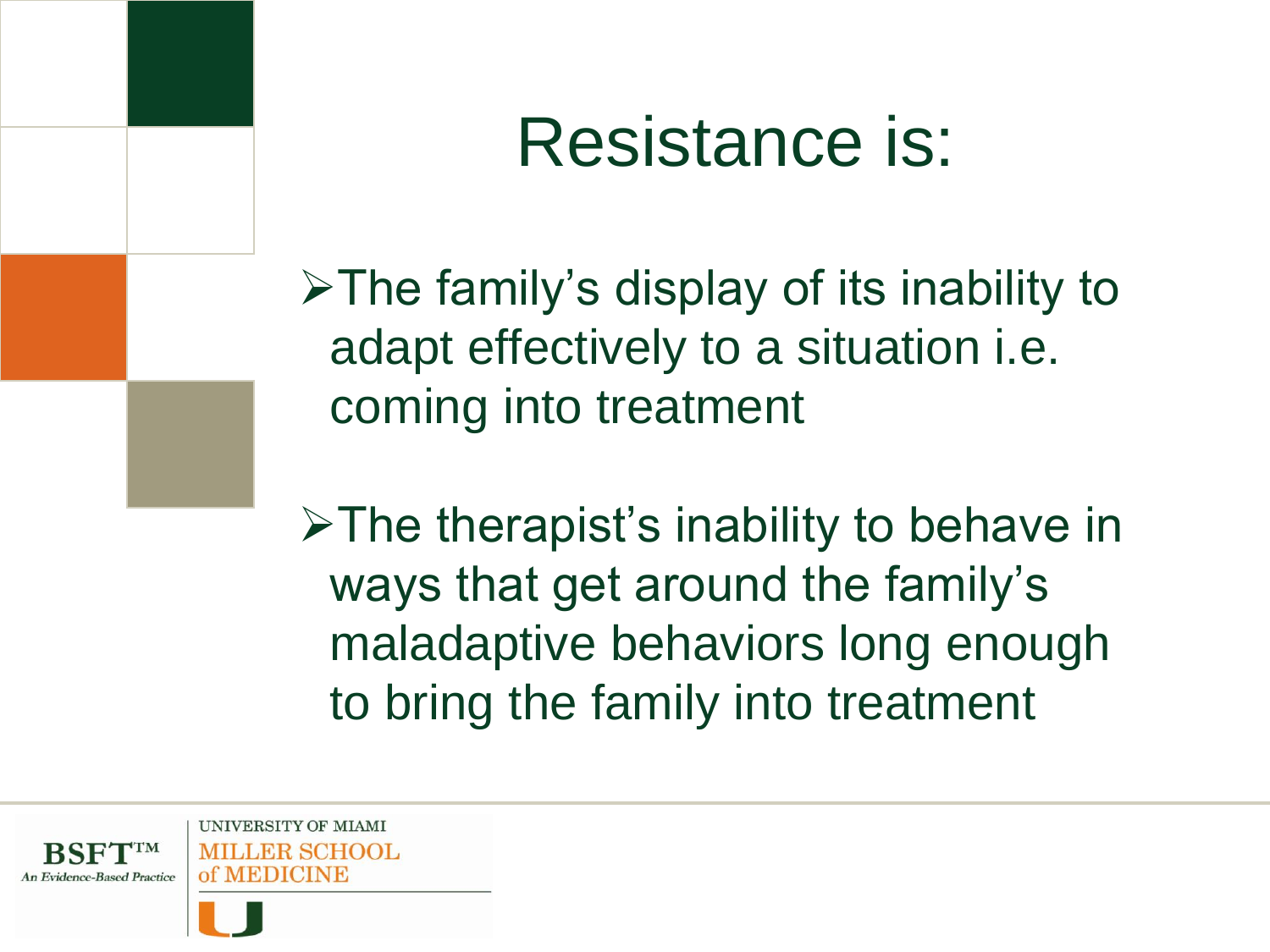# Resistance is:

- The family's display of its inability to adapt effectively to a situation i.e. coming into treatment

- The therapist's inability to behave in ways that get around the family's maladaptive behaviors long enough to bring the family into treatment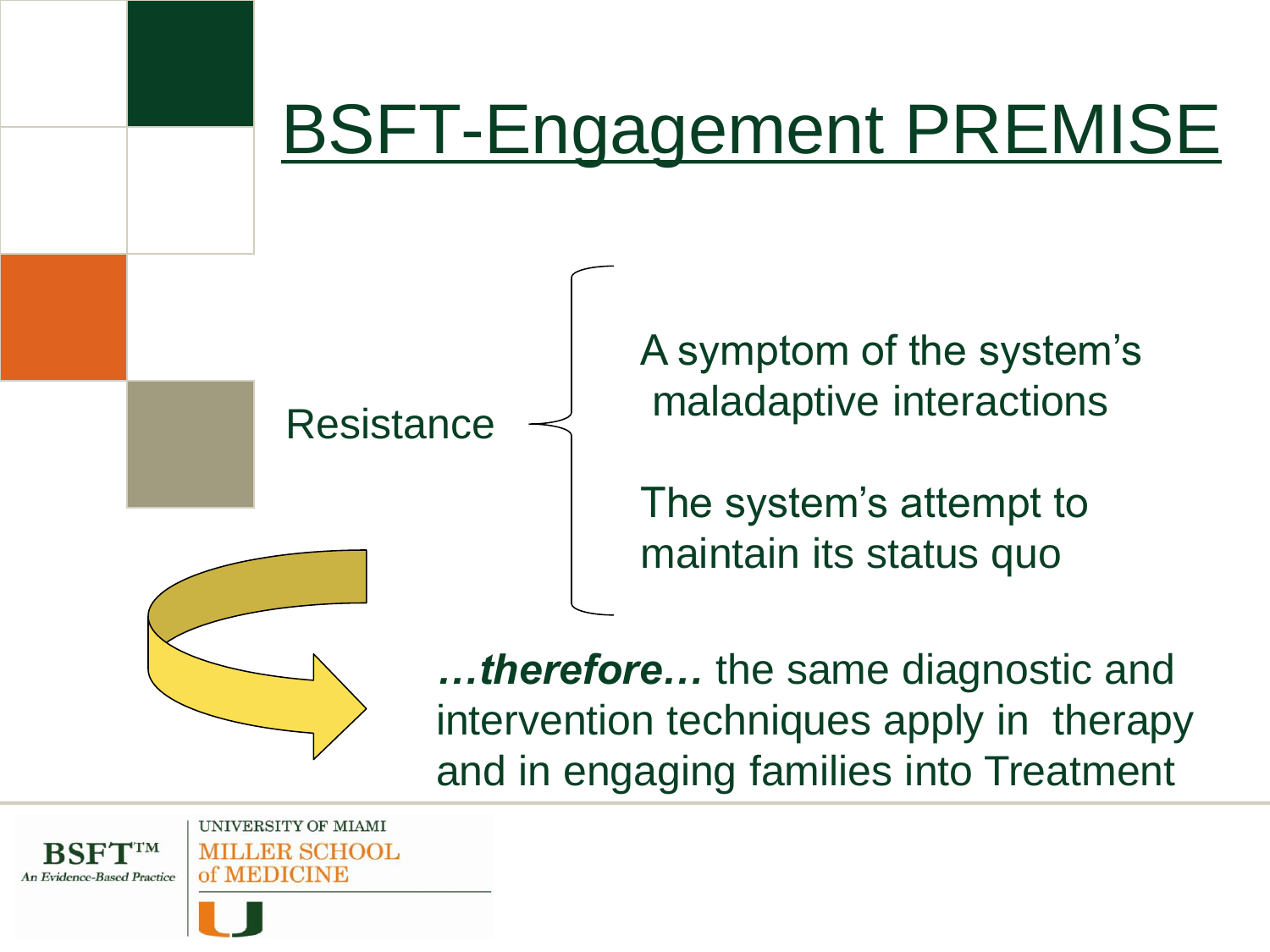# BSFT-Engagement PREMISE

Resistance

- A symptom of the system's maladaptive interactions
- The system's attempt to maintain its status quo

***…therefore…*** the same diagnostic and intervention techniques apply in therapy and in engaging families into Treatment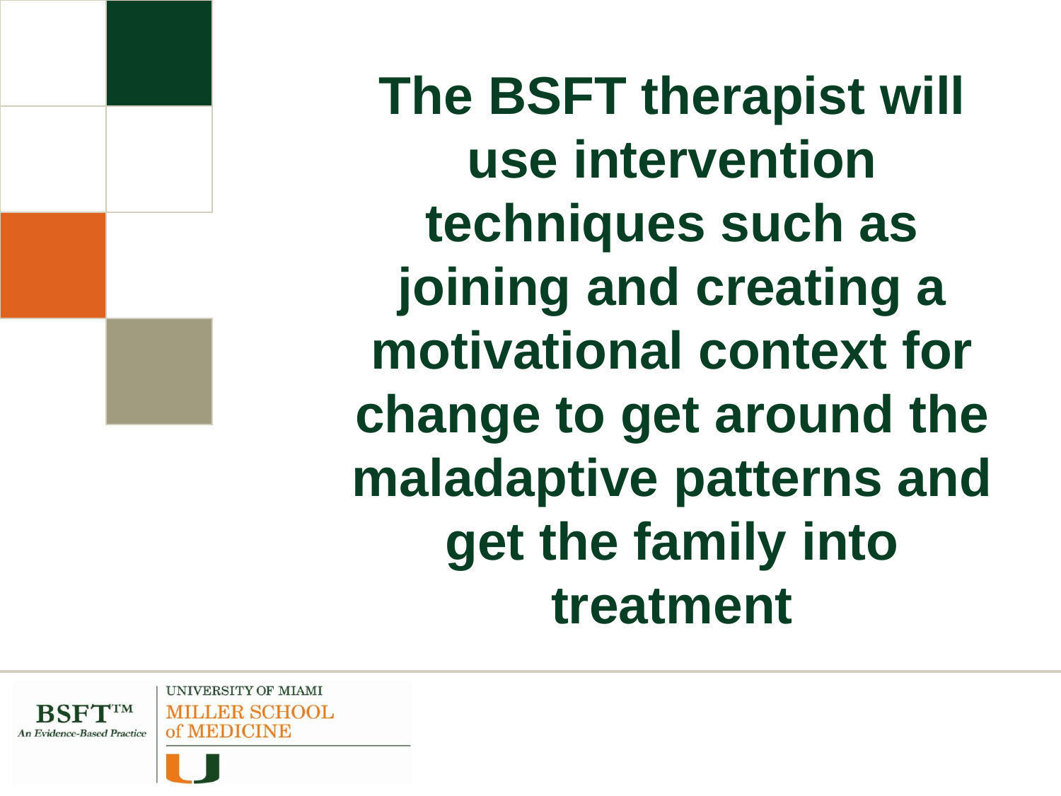# The BSFT therapist will use intervention techniques such as joining and creating a motivational context for change to get around the maladaptive patterns and get the family into treatment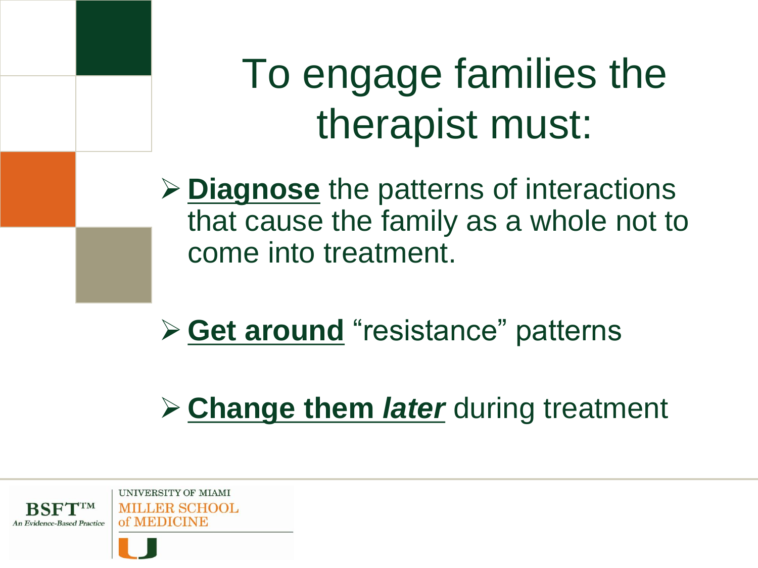# To engage families the therapist must:

- **Diagnose** the patterns of interactions that cause the family as a whole not to come into treatment.
- **Get around** "resistance" patterns
- **Change them *later*** during treatment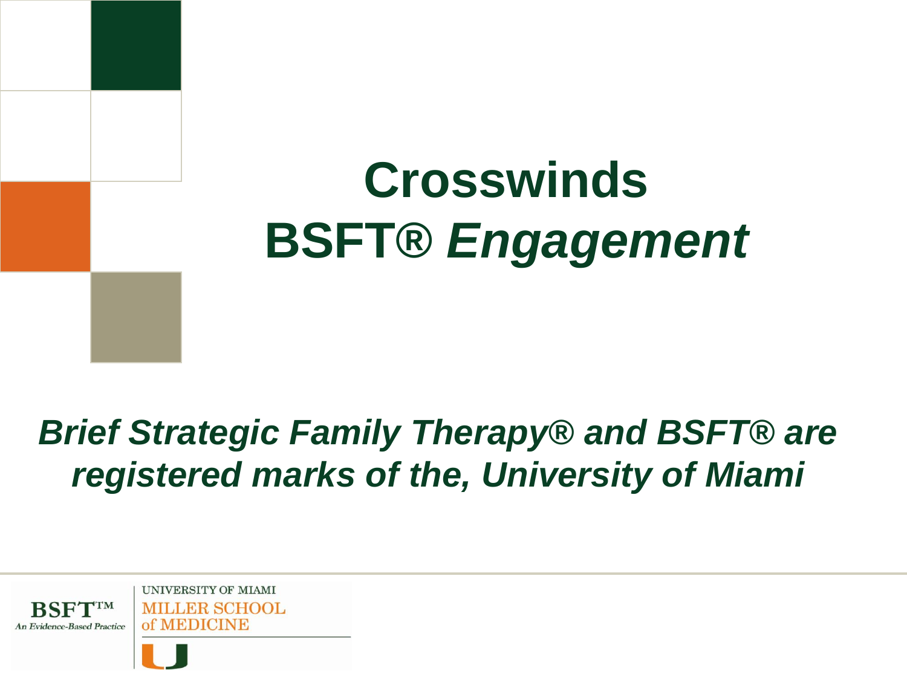# Crosswinds
# BSFT® *Engagement*

***Brief Strategic Family Therapy® and BSFT® are registered marks of the, University of Miami***

BSFT™
*An Evidence-Based Practice*

UNIVERSITY OF MIAMI
MILLER SCHOOL of MEDICINE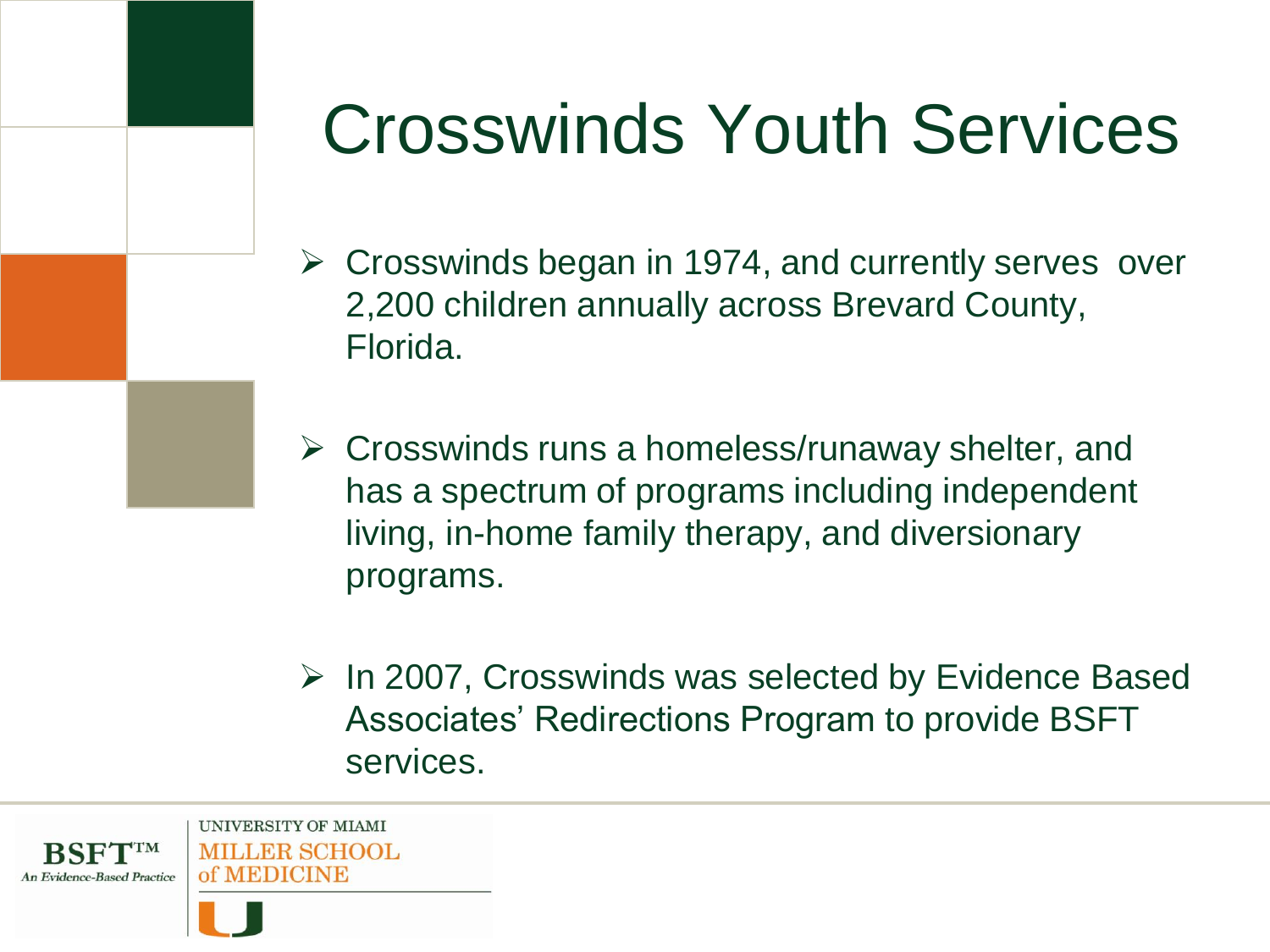# Crosswinds Youth Services

- Crosswinds began in 1974, and currently serves over 2,200 children annually across Brevard County, Florida.
- Crosswinds runs a homeless/runaway shelter, and has a spectrum of programs including independent living, in-home family therapy, and diversionary programs.
- In 2007, Crosswinds was selected by Evidence Based Associates' Redirections Program to provide BSFT services.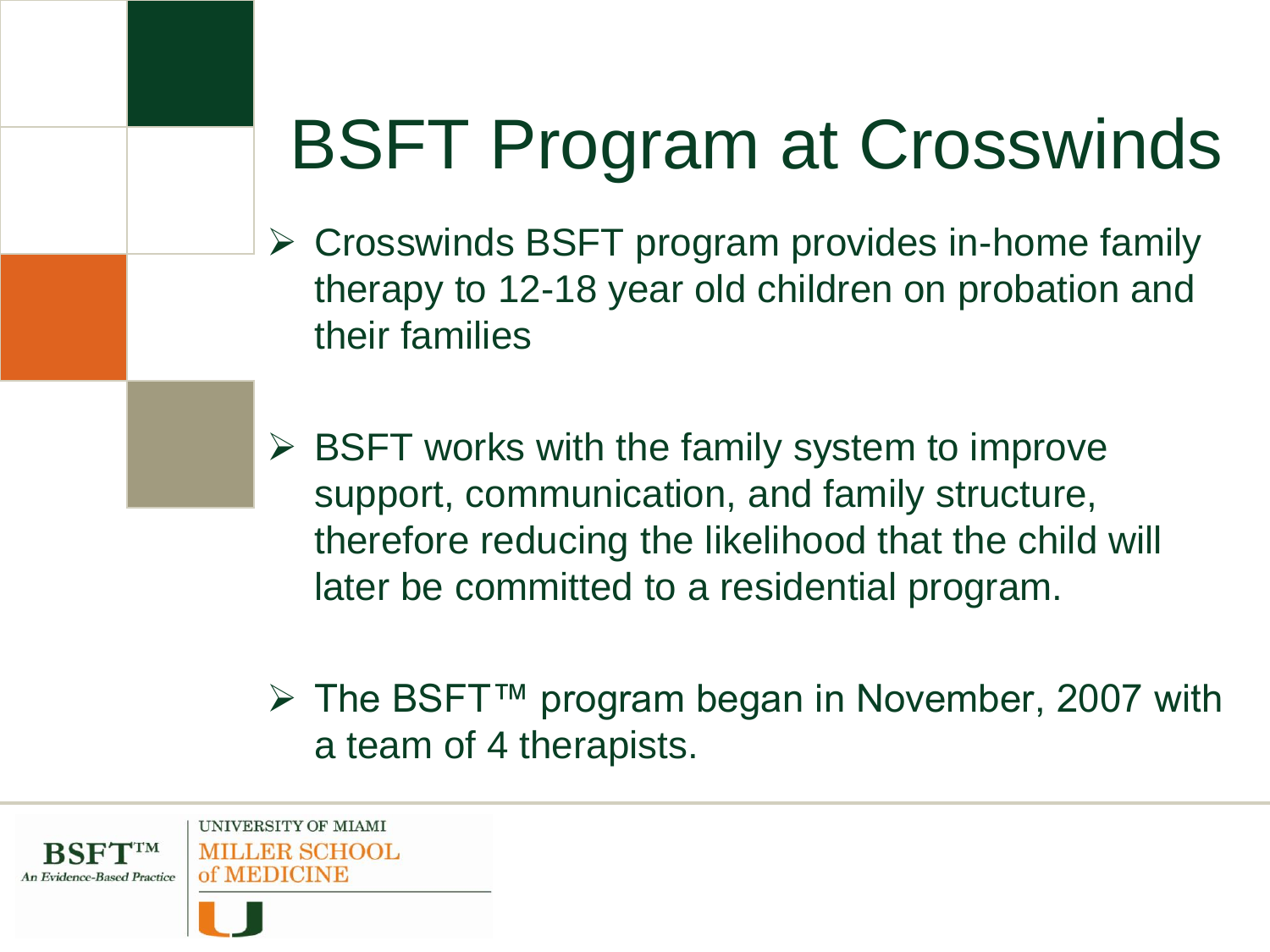# BSFT Program at Crosswinds

- Crosswinds BSFT program provides in-home family therapy to 12-18 year old children on probation and their families
- BSFT works with the family system to improve support, communication, and family structure, therefore reducing the likelihood that the child will later be committed to a residential program.
- The BSFT™ program began in November, 2007 with a team of 4 therapists.

BSFT™ An Evidence-Based Practice

UNIVERSITY OF MIAMI MILLER SCHOOL of MEDICINE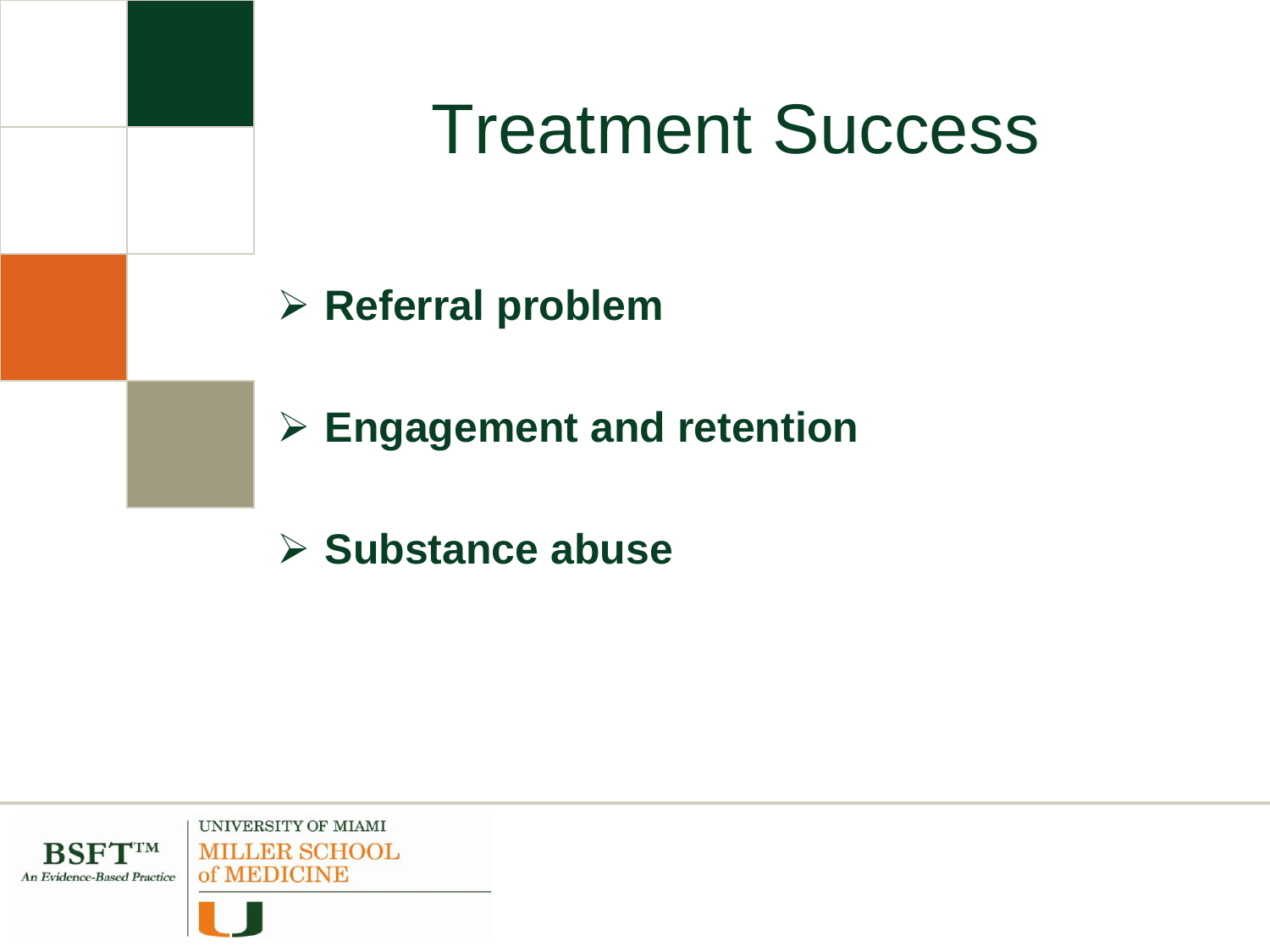# Treatment Success

- **Referral problem**
- **Engagement and retention**
- **Substance abuse**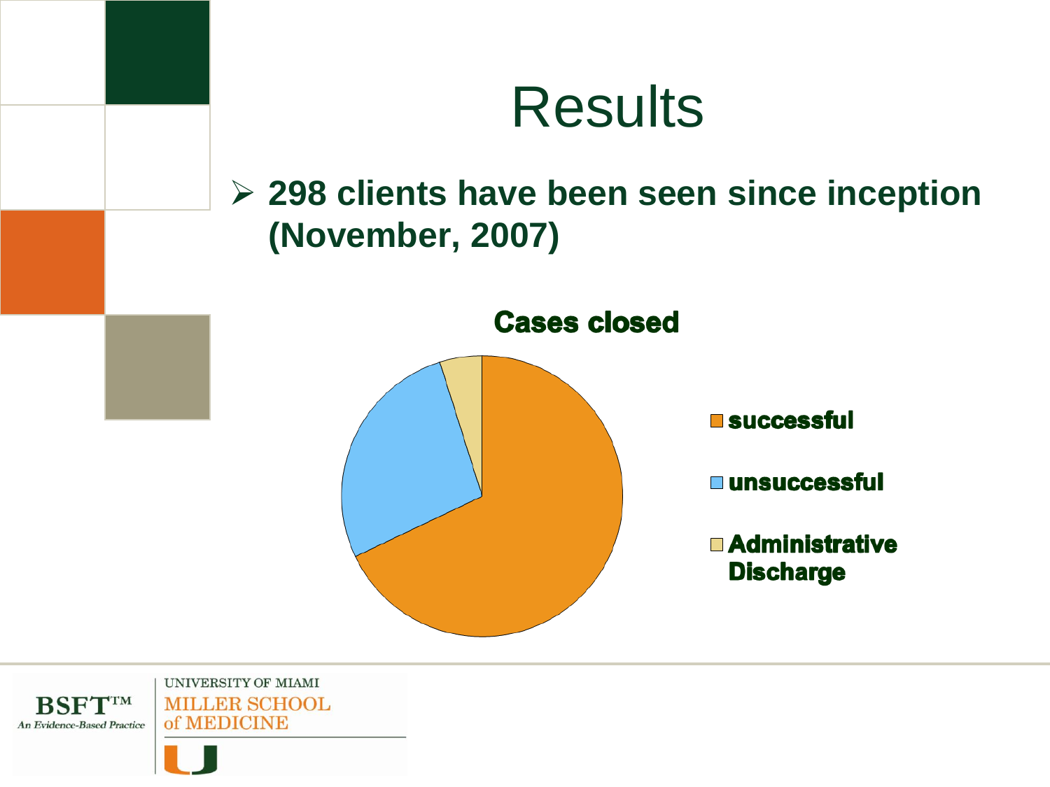# Results

- **298 clients have been seen since inception (November, 2007)**

**Cases closed**

- successful
- unsuccessful
- Administrative Discharge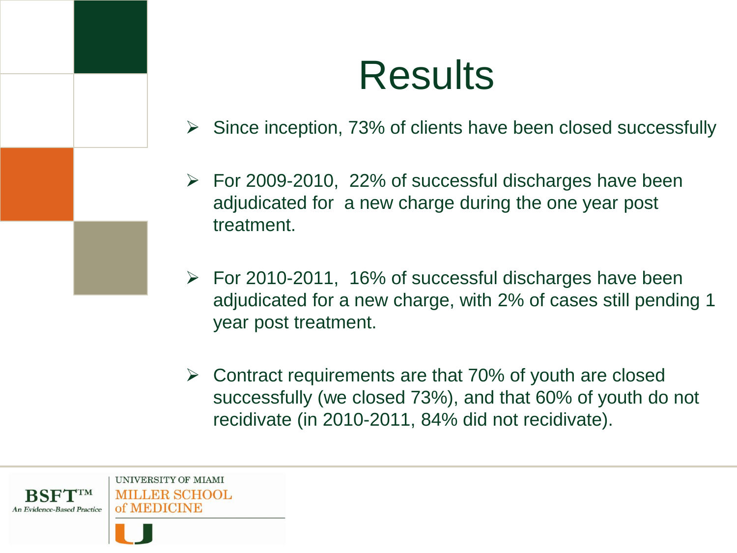# Results

- Since inception, 73% of clients have been closed successfully
- For 2009-2010, 22% of successful discharges have been adjudicated for a new charge during the one year post treatment.
- For 2010-2011, 16% of successful discharges have been adjudicated for a new charge, with 2% of cases still pending 1 year post treatment.
- Contract requirements are that 70% of youth are closed successfully (we closed 73%), and that 60% of youth do not recidivate (in 2010-2011, 84% did not recidivate).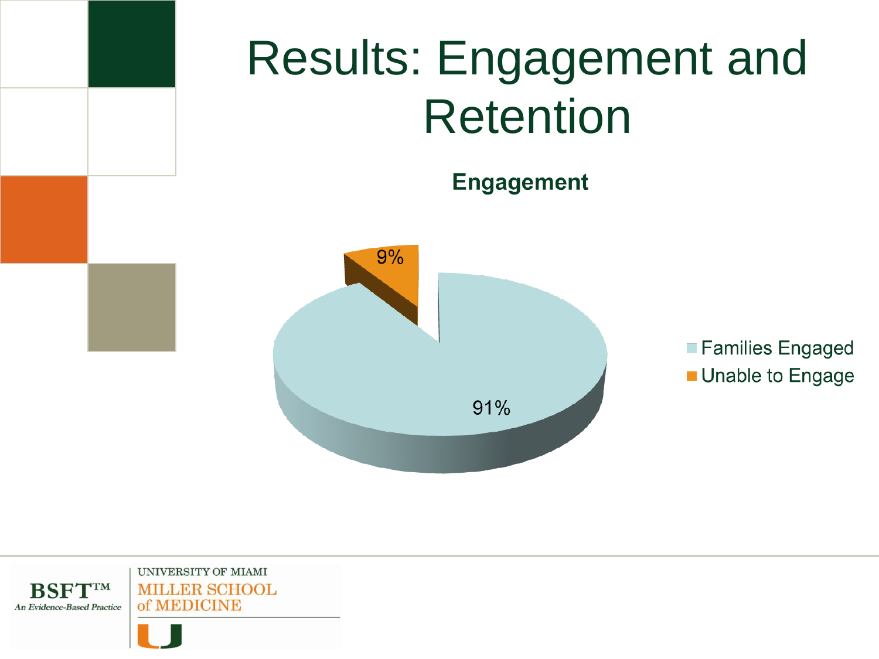# Results: Engagement and Retention

**Engagement**

9%

91%

Families Engaged

Unable to Engage

BSFT™
An Evidence-Based Practice

UNIVERSITY OF MIAMI
MILLER SCHOOL
of MEDICINE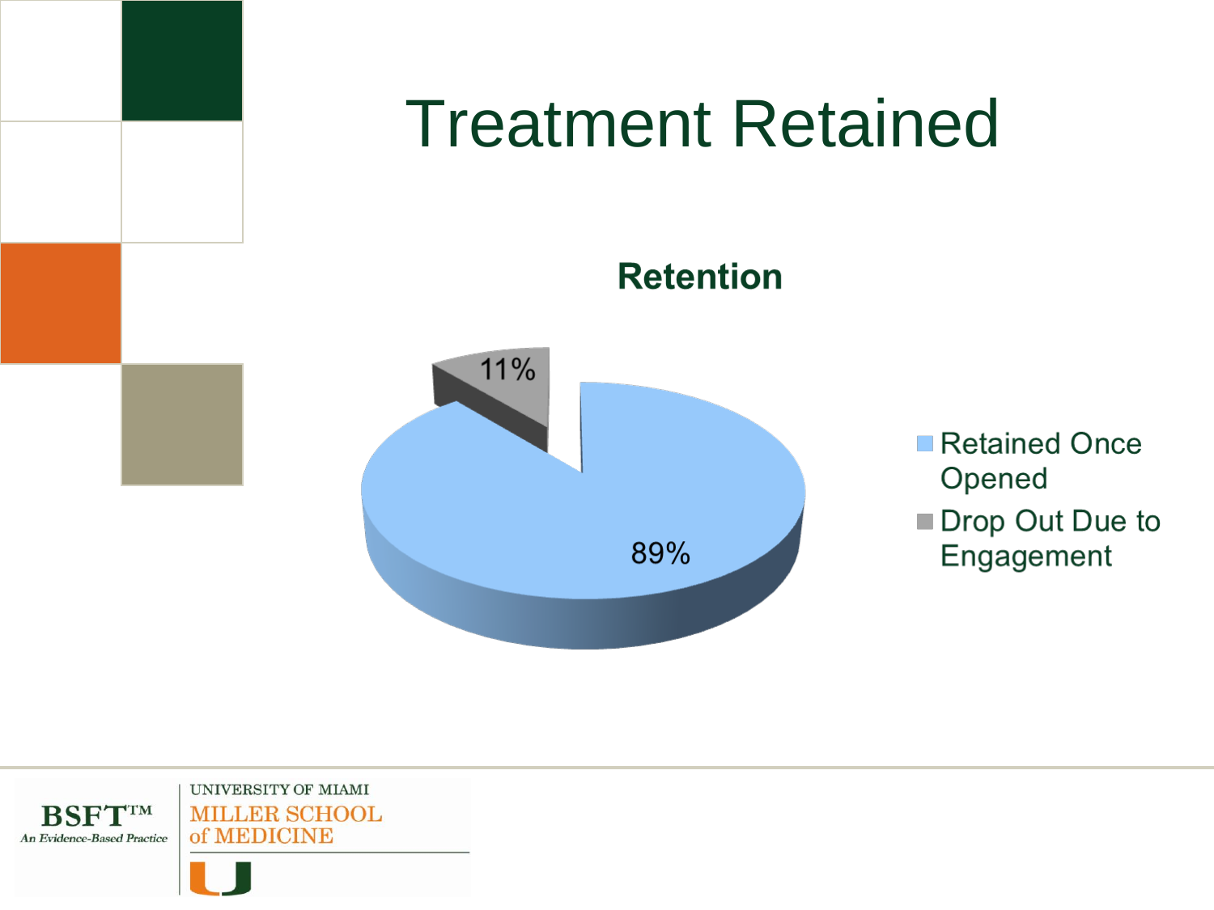# Treatment Retained

**Retention**

- Retained Once Opened: 89%
- Drop Out Due to Engagement: 11%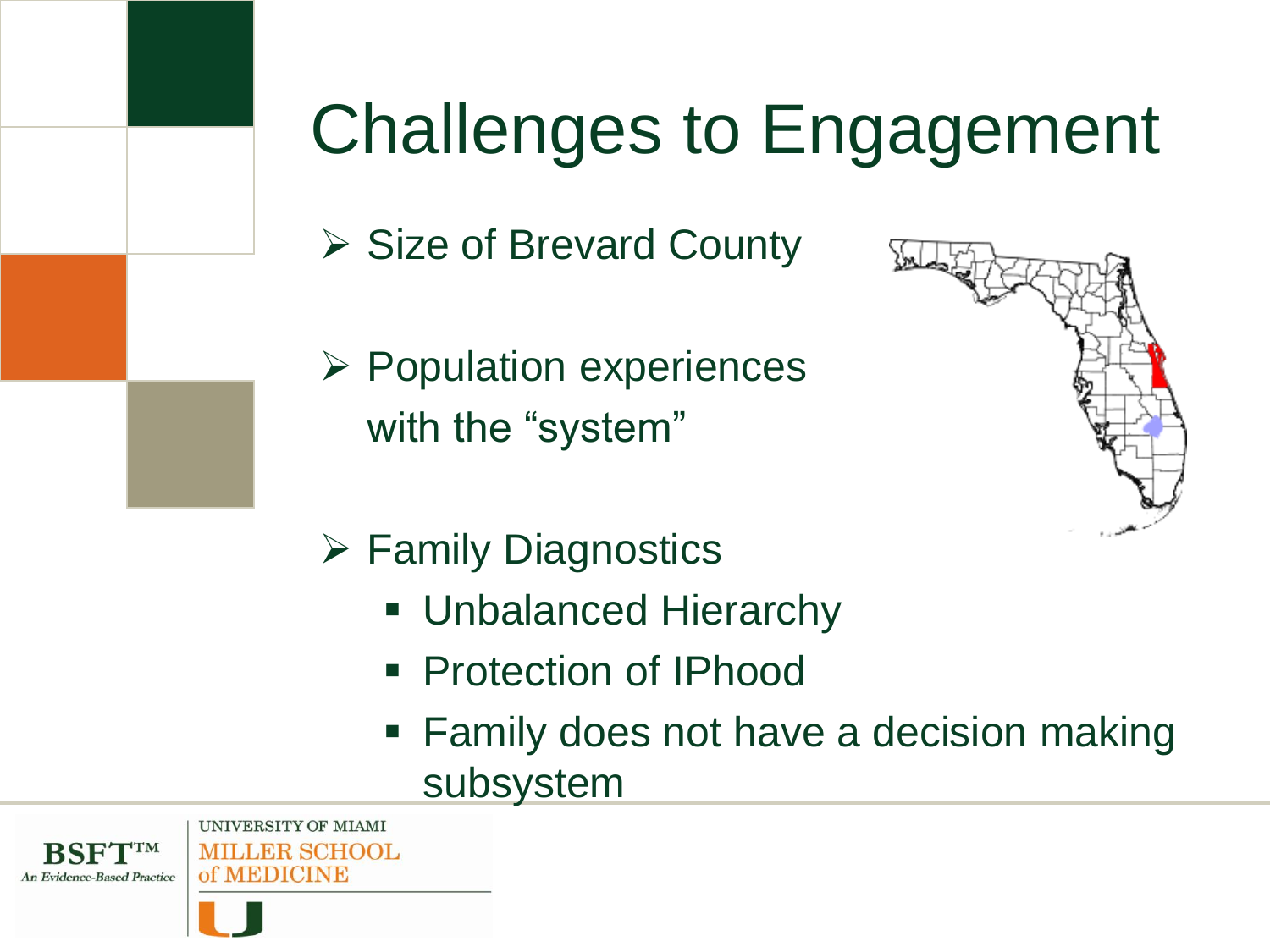# Challenges to Engagement

- Size of Brevard County
- Population experiences with the "system"
- Family Diagnostics
  - Unbalanced Hierarchy
  - Protection of IPhood
  - Family does not have a decision making subsystem

BSFT™ An Evidence-Based Practice

UNIVERSITY OF MIAMI MILLER SCHOOL of MEDICINE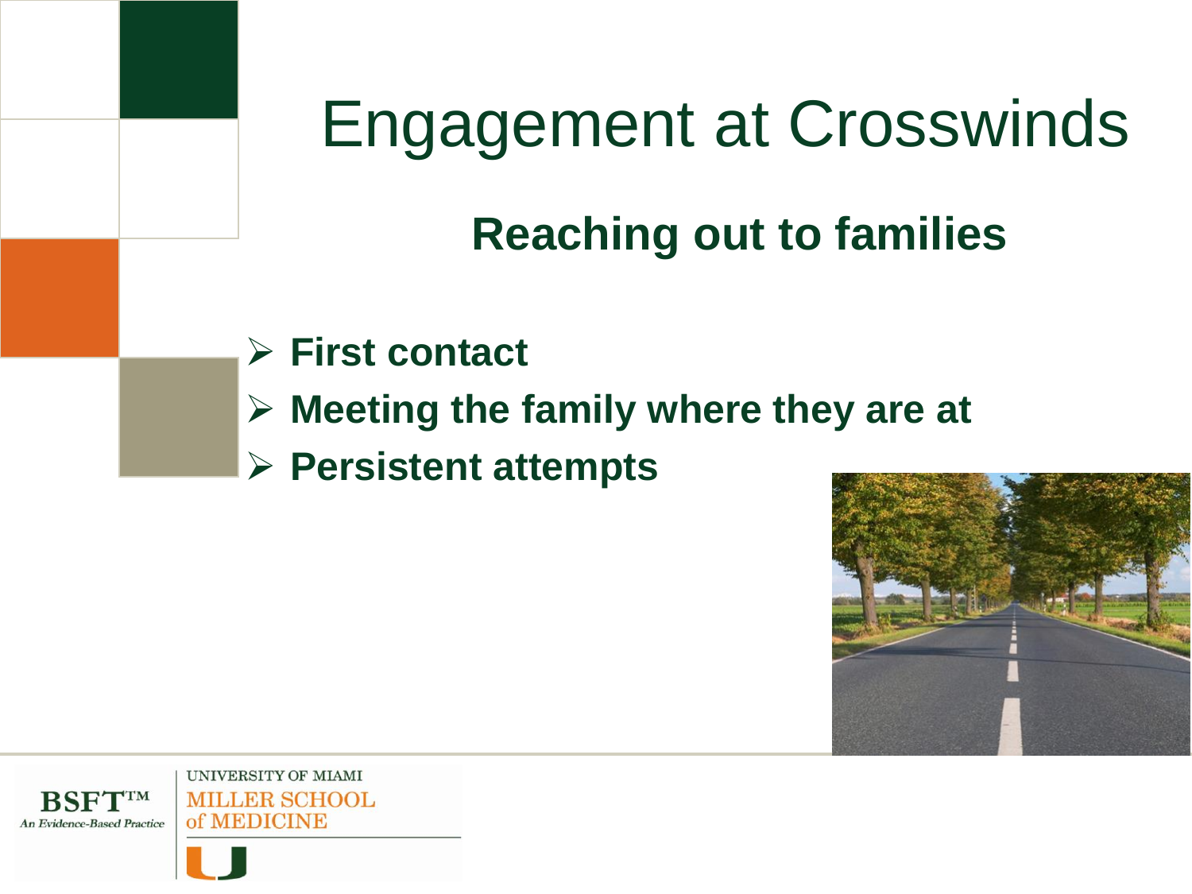# Engagement at Crosswinds

## Reaching out to families

- **First contact**
- **Meeting the family where they are at**
- **Persistent attempts**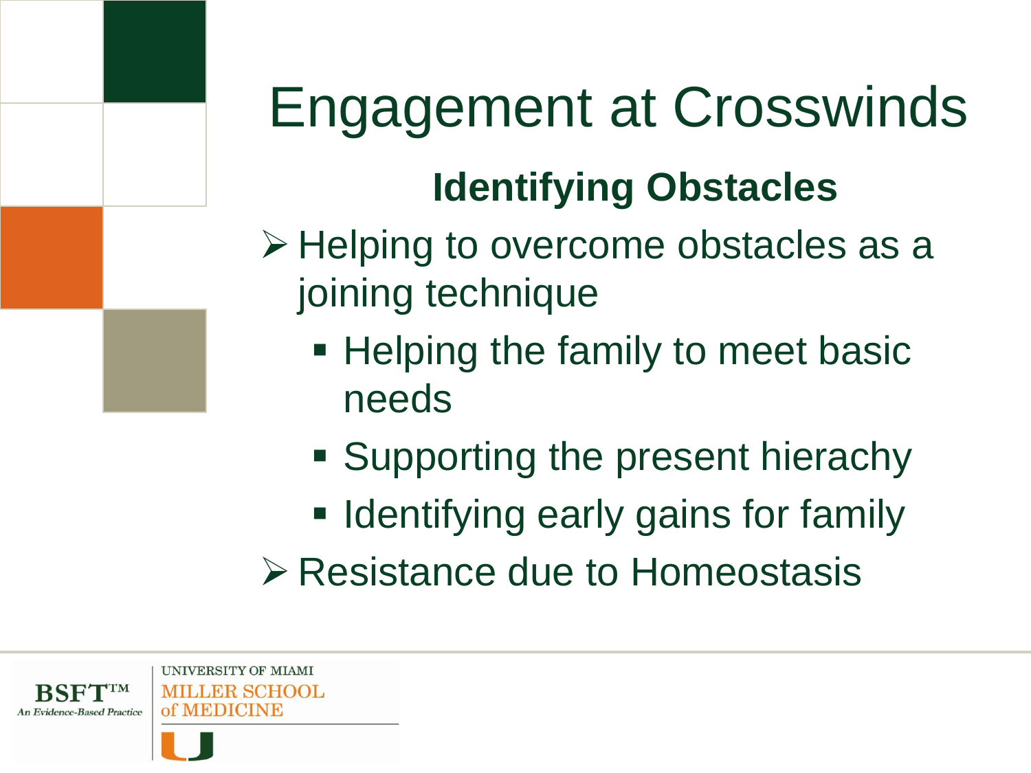# Engagement at Crosswinds

## Identifying Obstacles

- Helping to overcome obstacles as a joining technique
  - Helping the family to meet basic needs
  - Supporting the present hierachy
  - Identifying early gains for family
- Resistance due to Homeostasis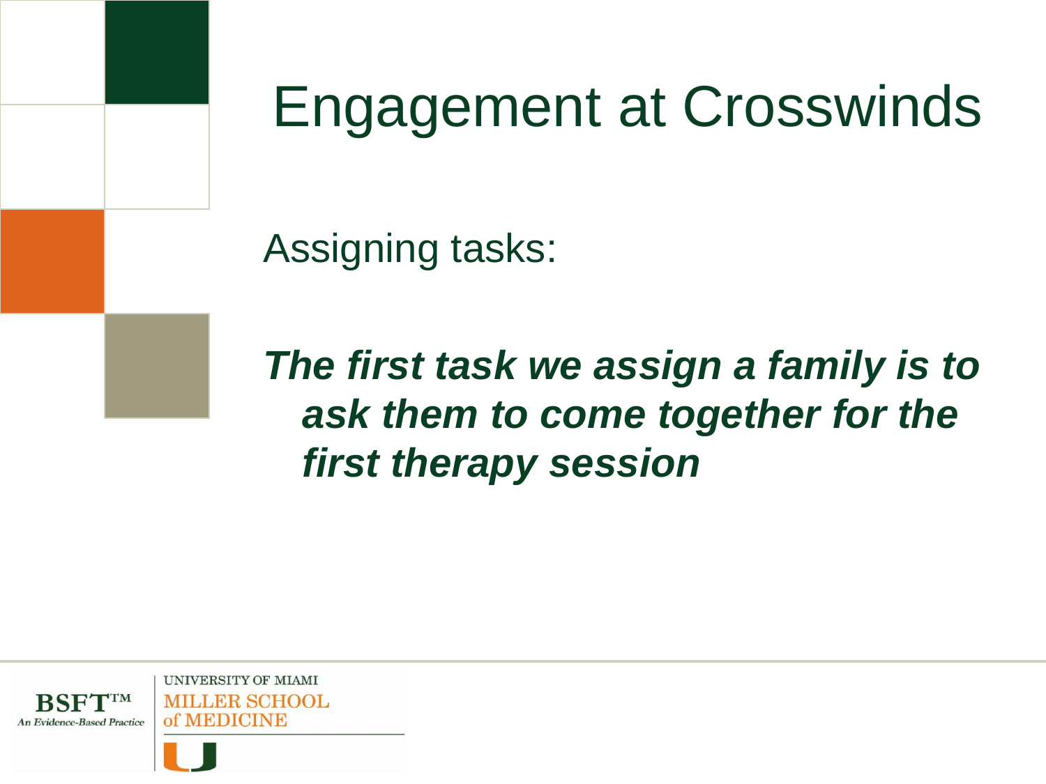# Engagement at Crosswinds

Assigning tasks:

***The first task we assign a family is to ask them to come together for the first therapy session***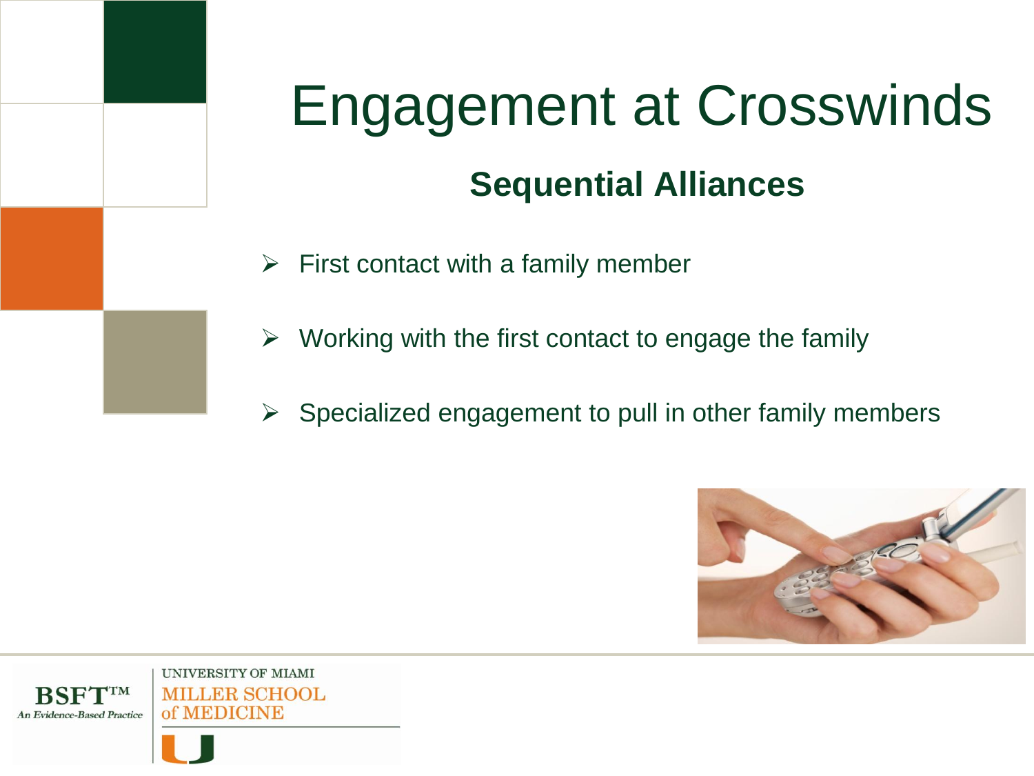# Engagement at Crosswinds

## Sequential Alliances

- First contact with a family member
- Working with the first contact to engage the family
- Specialized engagement to pull in other family members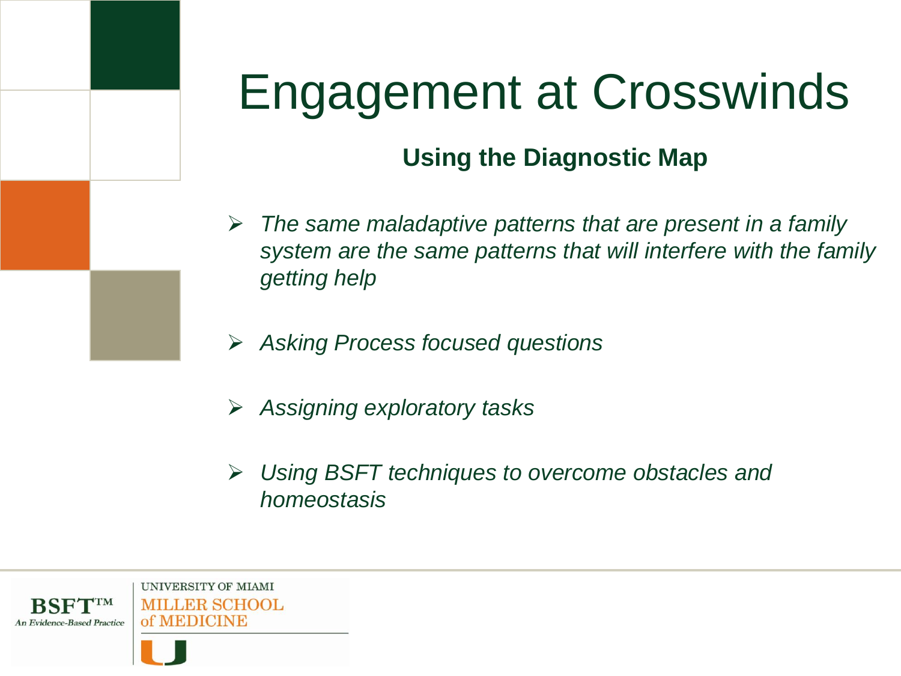# Engagement at Crosswinds

**Using the Diagnostic Map**

- *The same maladaptive patterns that are present in a family system are the same patterns that will interfere with the family getting help*
- *Asking Process focused questions*
- *Assigning exploratory tasks*
- *Using BSFT techniques to overcome obstacles and homeostasis*